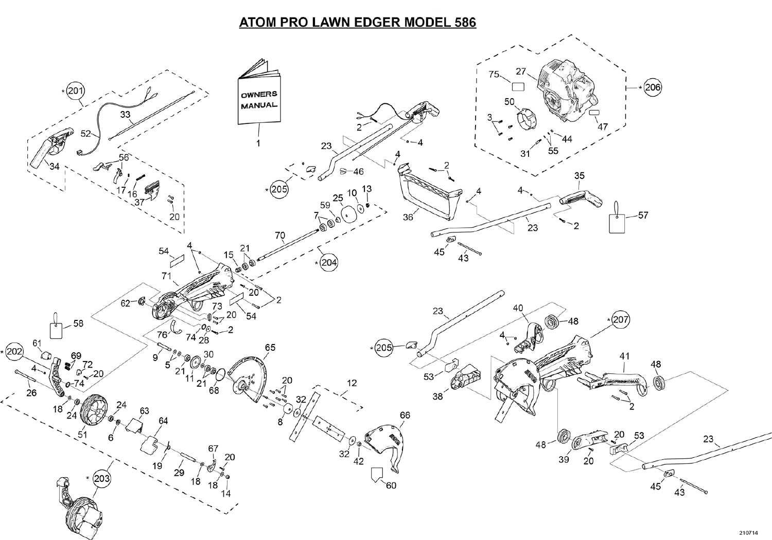# ATOM PRO LAWN EDGER MODEL 586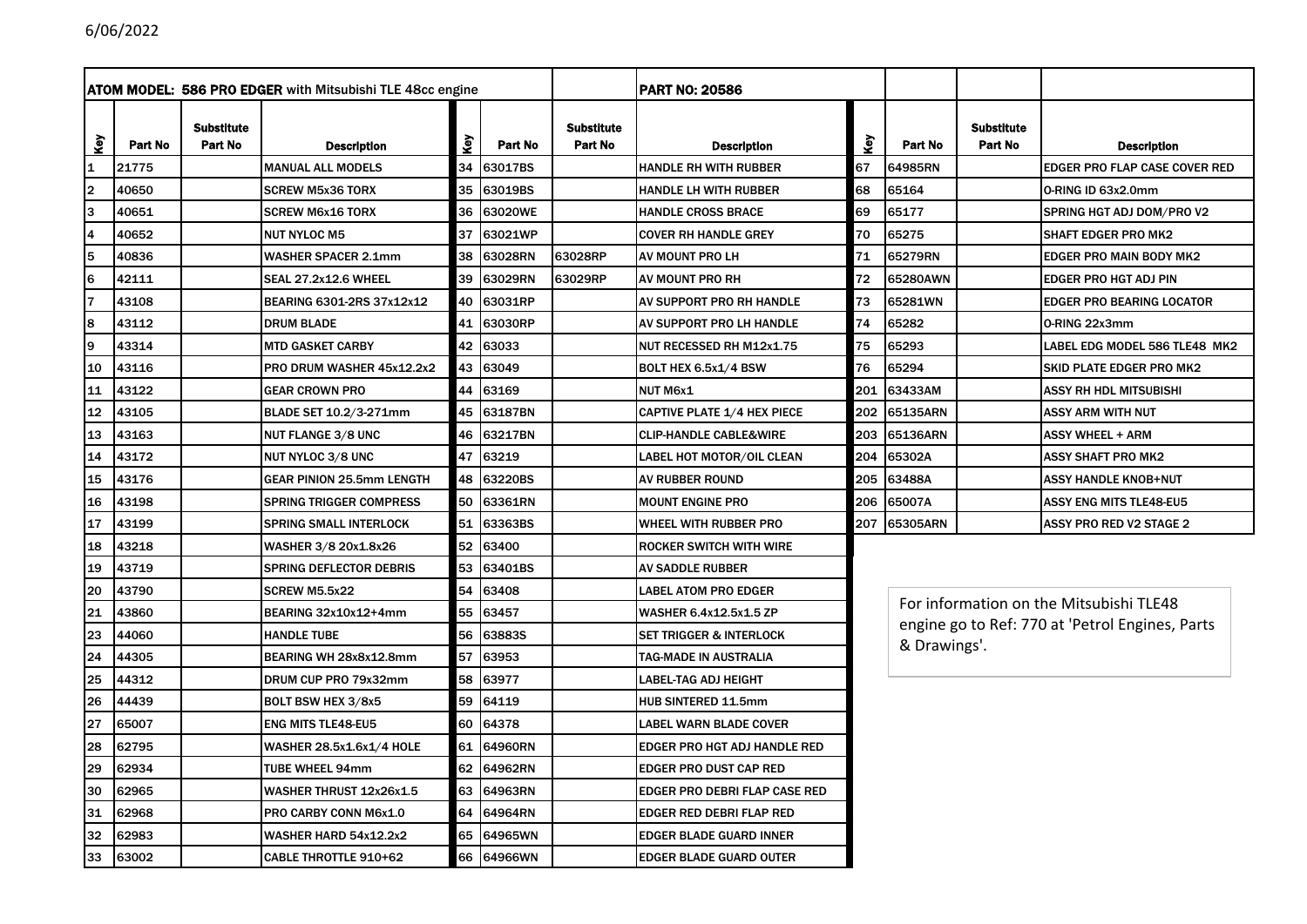| ATOM MODEL: 586 PRO EDGER with Mitsubishi TLE 48cc engine | | | | | | | PART NO: 20586 | | | | |
|---|---|---|---|---|---|---|---|---|---|---|---|
| Key | Part No | Substitute Part No | Description | Key | Part No | Substitute Part No | Description | Key | Part No | Substitute Part No | Description |
| 1 | 21775 | | MANUAL ALL MODELS | 34 | 63017BS | | HANDLE RH WITH RUBBER | 67 | 64985RN | | EDGER PRO FLAP CASE COVER RED |
| 2 | 40650 | | SCREW M5x36 TORX | 35 | 63019BS | | HANDLE LH WITH RUBBER | 68 | 65164 | | O-RING ID 63x2.0mm |
| 3 | 40651 | | SCREW M6x16 TORX | 36 | 63020WE | | HANDLE CROSS BRACE | 69 | 65177 | | SPRING HGT ADJ DOM/PRO V2 |
| 4 | 40652 | | NUT NYLOC M5 | 37 | 63021WP | | COVER RH HANDLE GREY | 70 | 65275 | | SHAFT EDGER PRO MK2 |
| 5 | 40836 | | WASHER SPACER 2.1mm | 38 | 63028RN | 63028RP | AV MOUNT PRO LH | 71 | 65279RN | | EDGER PRO MAIN BODY MK2 |
| 6 | 42111 | | SEAL 27.2x12.6 WHEEL | 39 | 63029RN | 63029RP | AV MOUNT PRO RH | 72 | 65280AWN | | EDGER PRO HGT ADJ PIN |
| 7 | 43108 | | BEARING 6301-2RS 37x12x12 | 40 | 63031RP | | AV SUPPORT PRO RH HANDLE | 73 | 65281WN | | EDGER PRO BEARING LOCATOR |
| 8 | 43112 | | DRUM BLADE | 41 | 63030RP | | AV SUPPORT PRO LH HANDLE | 74 | 65282 | | O-RING 22x3mm |
| 9 | 43314 | | MTD GASKET CARBY | 42 | 63033 | | NUT RECESSED RH M12x1.75 | 75 | 65293 | | LABEL EDG MODEL 586 TLE48 MK2 |
| 10 | 43116 | | PRO DRUM WASHER 45x12.2x2 | 43 | 63049 | | BOLT HEX 6.5x1/4 BSW | 76 | 65294 | | SKID PLATE EDGER PRO MK2 |
| 11 | 43122 | | GEAR CROWN PRO | 44 | 63169 | | NUT M6x1 | 201 | 63433AM | | ASSY RH HDL MITSUBISHI |
| 12 | 43105 | | BLADE SET 10.2/3-271mm | 45 | 63187BN | | CAPTIVE PLATE 1/4 HEX PIECE | 202 | 65135ARN | | ASSY ARM WITH NUT |
| 13 | 43163 | | NUT FLANGE 3/8 UNC | 46 | 63217BN | | CLIP-HANDLE CABLE&WIRE | 203 | 65136ARN | | ASSY WHEEL + ARM |
| 14 | 43172 | | NUT NYLOC 3/8 UNC | 47 | 63219 | | LABEL HOT MOTOR/OIL CLEAN | 204 | 65302A | | ASSY SHAFT PRO MK2 |
| 15 | 43176 | | GEAR PINION 25.5mm LENGTH | 48 | 63220BS | | AV RUBBER ROUND | 205 | 63488A | | ASSY HANDLE KNOB+NUT |
| 16 | 43198 | | SPRING TRIGGER COMPRESS | 50 | 63361RN | | MOUNT ENGINE PRO | 206 | 65007A | | ASSY ENG MITS TLE48-EU5 |
| 17 | 43199 | | SPRING SMALL INTERLOCK | 51 | 63363BS | | WHEEL WITH RUBBER PRO | 207 | 65305ARN | | ASSY PRO RED V2 STAGE 2 |
| 18 | 43218 | | WASHER 3/8 20x1.8x26 | 52 | 63400 | | ROCKER SWITCH WITH WIRE | | | | |
| 19 | 43719 | | SPRING DEFLECTOR DEBRIS | 53 | 63401BS | | AV SADDLE RUBBER | | | | |
| 20 | 43790 | | SCREW M5.5x22 | 54 | 63408 | | LABEL ATOM PRO EDGER | | | | |
| 21 | 43860 | | BEARING 32x10x12+4mm | 55 | 63457 | | WASHER 6.4x12.5x1.5 ZP | | | | |
| 23 | 44060 | | HANDLE TUBE | 56 | 63883S | | SET TRIGGER & INTERLOCK | | | | |
| 24 | 44305 | | BEARING WH 28x8x12.8mm | 57 | 63953 | | TAG-MADE IN AUSTRALIA | | | | |
| 25 | 44312 | | DRUM CUP PRO 79x32mm | 58 | 63977 | | LABEL-TAG ADJ HEIGHT | | | | |
| 26 | 44439 | | BOLT BSW HEX 3/8x5 | 59 | 64119 | | HUB SINTERED 11.5mm | | | | |
| 27 | 65007 | | ENG MITS TLE48-EU5 | 60 | 64378 | | LABEL WARN BLADE COVER | | | | |
| 28 | 62795 | | WASHER 28.5x1.6x1/4 HOLE | 61 | 64960RN | | EDGER PRO HGT ADJ HANDLE RED | | | | |
| 29 | 62934 | | TUBE WHEEL 94mm | 62 | 64962RN | | EDGER PRO DUST CAP RED | | | | |
| 30 | 62965 | | WASHER THRUST 12x26x1.5 | 63 | 64963RN | | EDGER PRO DEBRI FLAP CASE RED | | | | |
| 31 | 62968 | | PRO CARBY CONN M6x1.0 | 64 | 64964RN | | EDGER RED DEBRI FLAP RED | | | | |
| 32 | 62983 | | WASHER HARD 54x12.2x2 | 65 | 64965WN | | EDGER BLADE GUARD INNER | | | | |
| 33 | 63002 | | CABLE THROTTLE 910+62 | 66 | 64966WN | | EDGER BLADE GUARD OUTER | | | | |

For information on the Mitsubishi TLE48 engine go to Ref: 770 at 'Petrol Engines, Parts & Drawings'.